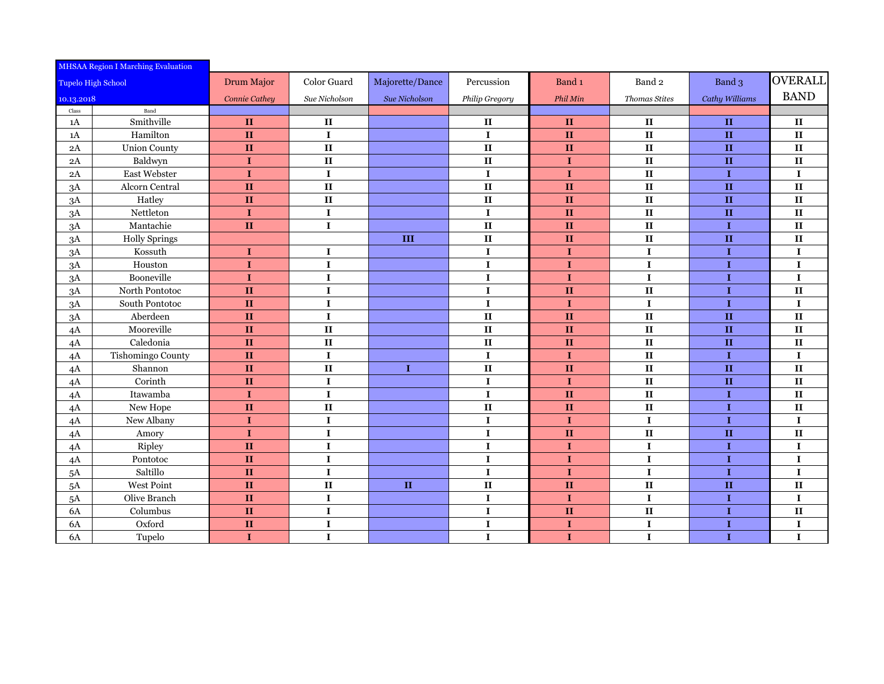MHSAA Region I Marching Evaluation

Tupelo High School

10.13.2018

| Class | Band | Drum Major *Connie Cathey* | Color Guard *Sue Nicholson* | Majorette/Dance *Sue Nicholson* | Percussion *Philip Gregory* | Band 1 *Phil Min* | Band 2 *Thomas Stites* | Band 3 *Cathy Williams* | OVERALL BAND |
|---|---|---|---|---|---|---|---|---|---|
| 1A | Smithville | II | II | | II | II | II | II | II |
| 1A | Hamilton | II | I | | I | II | II | II | II |
| 2A | Union County | II | II | | II | II | II | II | II |
| 2A | Baldwyn | I | II | | II | I | II | II | II |
| 2A | East Webster | I | I | | I | I | II | I | I |
| 3A | Alcorn Central | II | II | | II | II | II | II | II |
| 3A | Hatley | II | II | | II | II | II | II | II |
| 3A | Nettleton | I | I | | I | II | II | II | II |
| 3A | Mantachie | II | I | | II | II | II | I | II |
| 3A | Holly Springs | | | III | II | II | II | II | II |
| 3A | Kossuth | I | I | | I | I | I | I | I |
| 3A | Houston | I | I | | I | I | I | I | I |
| 3A | Booneville | I | I | | I | I | I | I | I |
| 3A | North Pontotoc | II | I | | I | II | II | I | II |
| 3A | South Pontotoc | II | I | | I | I | I | I | I |
| 3A | Aberdeen | II | I | | II | II | II | II | II |
| 4A | Mooreville | II | II | | II | II | II | II | II |
| 4A | Caledonia | II | II | | II | II | II | II | II |
| 4A | Tishomingo County | II | I | | I | I | II | I | I |
| 4A | Shannon | II | II | I | II | II | II | II | II |
| 4A | Corinth | II | I | | I | I | II | II | II |
| 4A | Itawamba | I | I | | I | II | II | I | II |
| 4A | New Hope | II | II | | II | II | II | I | II |
| 4A | New Albany | I | I | | I | I | I | I | I |
| 4A | Amory | I | I | | I | II | II | II | II |
| 4A | Ripley | II | I | | I | I | I | I | I |
| 4A | Pontotoc | II | I | | I | I | I | I | I |
| 5A | Saltillo | II | I | | I | I | I | I | I |
| 5A | West Point | II | II | II | II | II | II | II | II |
| 5A | Olive Branch | II | I | | I | I | I | I | I |
| 6A | Columbus | II | I | | I | II | II | I | II |
| 6A | Oxford | II | I | | I | I | I | I | I |
| 6A | Tupelo | I | I | | I | I | I | I | I |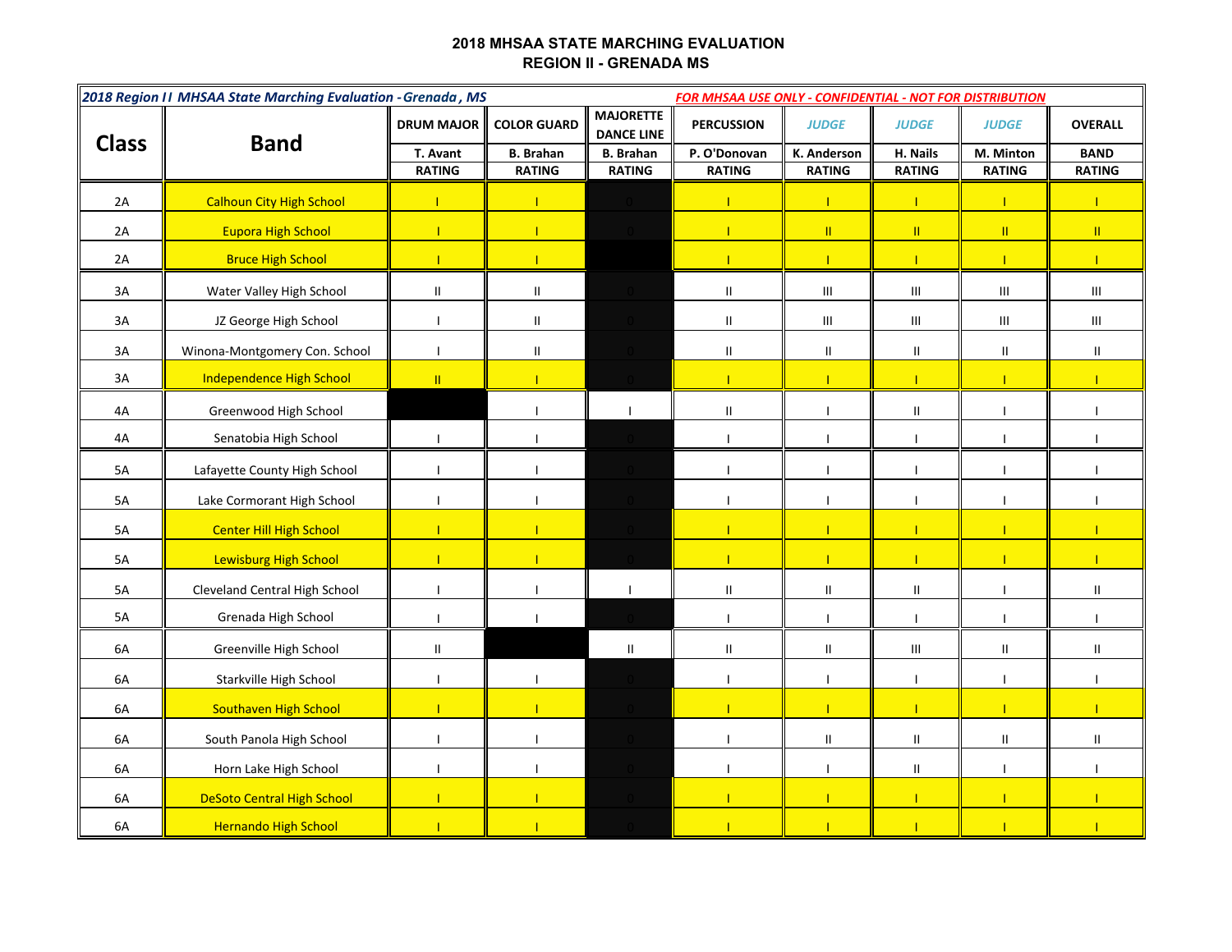# 2018 MHSAA STATE MARCHING EVALUATION
## REGION II - GRENADA MS

*2018 Region II MHSAA State Marching Evaluation - Grenada, MS* — *FOR MHSAA USE ONLY - CONFIDENTIAL - NOT FOR DISTRIBUTION*

| Class | Band | DRUM MAJOR | COLOR GUARD | MAJORETTE DANCE LINE | PERCUSSION | JUDGE | JUDGE | JUDGE | OVERALL |
|---|---|---|---|---|---|---|---|---|---|
| | | T. Avant | B. Brahan | B. Brahan | P. O'Donovan | K. Anderson | H. Nails | M. Minton | BAND |
| | | RATING | RATING | RATING | RATING | RATING | RATING | RATING | RATING |
| 2A | Calhoun City High School | I | I | 0 | I | I | I | I | I |
| 2A | Eupora High School | I | I | 0 | I | II | II | II | II |
| 2A | Bruce High School | I | I | | I | I | I | I | I |
| 3A | Water Valley High School | II | II | 0 | II | III | III | III | III |
| 3A | JZ George High School | I | II | 0 | II | III | III | III | III |
| 3A | Winona-Montgomery Con. School | I | II | 0 | II | II | II | II | II |
| 3A | Independence High School | II | I | 0 | I | I | I | I | I |
| 4A | Greenwood High School | | I | I | II | I | II | I | I |
| 4A | Senatobia High School | I | I | 0 | I | I | I | I | I |
| 5A | Lafayette County High School | I | I | 0 | I | I | I | I | I |
| 5A | Lake Cormorant High School | I | I | 0 | I | I | I | I | I |
| 5A | Center Hill High School | I | I | 0 | I | I | I | I | I |
| 5A | Lewisburg High School | I | I | 0 | I | I | I | I | I |
| 5A | Cleveland Central High School | I | I | I | II | II | II | I | II |
| 5A | Grenada High School | I | I | 0 | I | I | I | I | I |
| 6A | Greenville High School | II | | II | II | II | III | II | II |
| 6A | Starkville High School | I | I | 0 | I | I | I | I | I |
| 6A | Southaven High School | I | I | 0 | I | I | I | I | I |
| 6A | South Panola High School | I | I | 0 | I | II | II | II | II |
| 6A | Horn Lake High School | I | I | 0 | I | I | II | I | I |
| 6A | DeSoto Central High School | I | I | 0 | I | I | I | I | I |
| 6A | Hernando High School | I | I | 0 | I | I | I | I | I |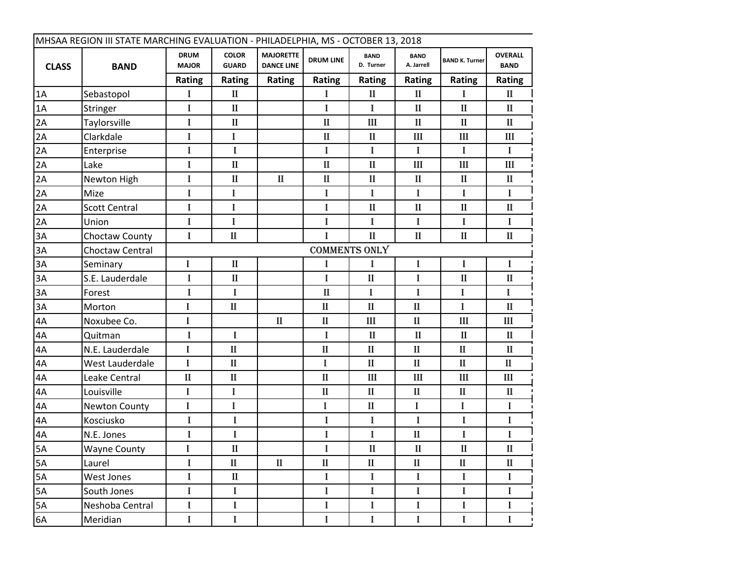| MHSAA REGION III STATE MARCHING EVALUATION - PHILADELPHIA, MS - OCTOBER 13, 2018 | | | | | | | | | |
|---|---|---|---|---|---|---|---|---|---|
| CLASS | BAND | DRUM MAJOR | COLOR GUARD | MAJORETTE DANCE LINE | DRUM LINE | BAND D. Turner | BAND A. Jarrell | BAND K. Turner | OVERALL BAND |
| | | Rating | Rating | Rating | Rating | Rating | Rating | Rating | Rating |
| 1A | Sebastopol | I | II | | I | II | II | I | II |
| 1A | Stringer | I | II | | I | I | II | II | II |
| 2A | Taylorsville | I | II | | II | III | II | II | II |
| 2A | Clarkdale | I | I | | II | II | III | III | III |
| 2A | Enterprise | I | I | | I | I | I | I | I |
| 2A | Lake | I | II | | II | II | III | III | III |
| 2A | Newton High | I | II | II | II | II | II | II | II |
| 2A | Mize | I | I | | I | I | I | I | I |
| 2A | Scott Central | I | I | | I | II | II | II | II |
| 2A | Union | I | I | | I | I | I | I | I |
| 3A | Choctaw County | I | II | | I | II | II | II | II |
| 3A | Choctaw Central | COMMENTS ONLY | | | | | | | |
| 3A | Seminary | I | II | | I | I | I | I | I |
| 3A | S.E. Lauderdale | I | II | | I | II | I | II | II |
| 3A | Forest | I | I | | II | I | I | I | I |
| 3A | Morton | I | II | | II | II | II | I | II |
| 4A | Noxubee Co. | I | | II | II | III | II | III | III |
| 4A | Quitman | I | I | | I | II | II | II | II |
| 4A | N.E. Lauderdale | I | II | | II | II | II | II | II |
| 4A | West Lauderdale | I | II | | I | II | II | II | II |
| 4A | Leake Central | II | II | | II | III | III | III | III |
| 4A | Louisville | I | I | | II | II | II | II | II |
| 4A | Newton County | I | I | | I | II | I | I | I |
| 4A | Kosciusko | I | I | | I | I | I | I | I |
| 4A | N.E. Jones | I | I | | I | I | II | I | I |
| 5A | Wayne County | I | II | | I | II | II | II | II |
| 5A | Laurel | I | II | II | II | II | II | II | II |
| 5A | West Jones | I | II | | I | I | I | I | I |
| 5A | South Jones | I | I | | I | I | I | I | I |
| 5A | Neshoba Central | I | I | | I | I | I | I | I |
| 6A | Meridian | I | I | | I | I | I | I | I |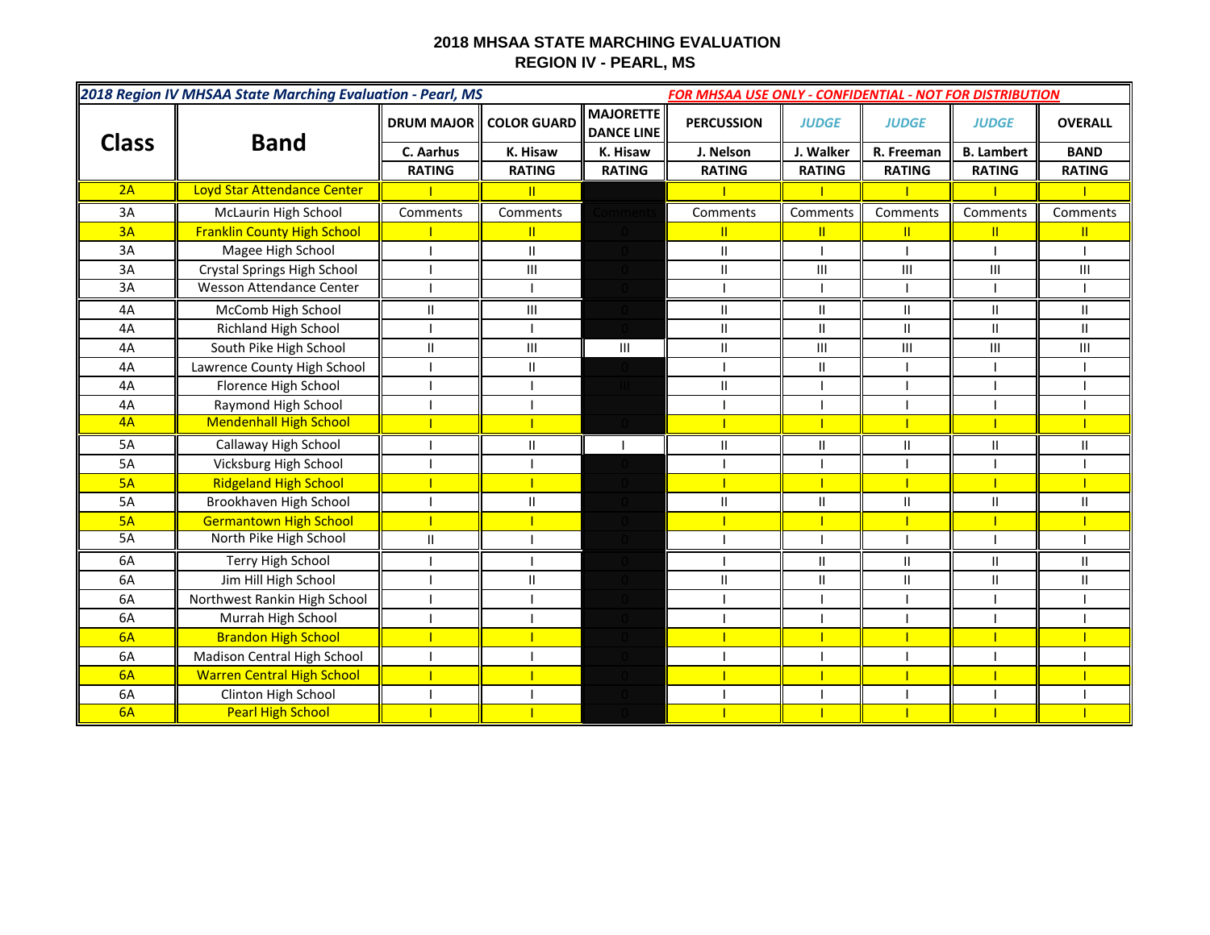# 2018 MHSAA STATE MARCHING EVALUATION
## REGION IV - PEARL, MS

| ***2018 Region IV MHSAA State Marching Evaluation - Pearl, MS*** | | | | | ***FOR MHSAA USE ONLY - CONFIDENTIAL - NOT FOR DISTRIBUTION*** | | | | |
|---|---|---|---|---|---|---|---|---|---|
| **Class** | **Band** | **DRUM MAJOR** | **COLOR GUARD** | **MAJORETTE DANCE LINE** | **PERCUSSION** | ***JUDGE*** | ***JUDGE*** | ***JUDGE*** | **OVERALL** |
| | | **C. Aarhus** | **K. Hisaw** | **K. Hisaw** | **J. Nelson** | **J. Walker** | **R. Freeman** | **B. Lambert** | **BAND** |
| | | **RATING** | **RATING** | **RATING** | **RATING** | **RATING** | **RATING** | **RATING** | **RATING** |
| 2A | Loyd Star Attendance Center | I | II | | I | I | I | I | I |
| 3A | McLaurin High School | Comments | Comments | Comments | Comments | Comments | Comments | Comments | Comments |
| 3A | Franklin County High School | I | II | 0 | II | II | II | II | II |
| 3A | Magee High School | I | II | 0 | II | I | I | I | I |
| 3A | Crystal Springs High School | I | III | 0 | II | III | III | III | III |
| 3A | Wesson Attendance Center | I | I | 0 | I | I | I | I | I |
| 4A | McComb High School | II | III | 0 | II | II | II | II | II |
| 4A | Richland High School | I | I | 0 | II | II | II | II | II |
| 4A | South Pike High School | II | III | III | II | III | III | III | III |
| 4A | Lawrence County High School | I | II | 0 | I | II | I | I | I |
| 4A | Florence High School | I | I | III | II | I | I | I | I |
| 4A | Raymond High School | I | I | | I | I | I | I | I |
| 4A | Mendenhall High School | I | I | 0 | I | I | I | I | I |
| 5A | Callaway High School | I | II | I | II | II | II | II | II |
| 5A | Vicksburg High School | I | I | 0 | I | I | I | I | I |
| 5A | Ridgeland High School | I | I | 0 | I | I | I | I | I |
| 5A | Brookhaven High School | I | II | 0 | II | II | II | II | II |
| 5A | Germantown High School | I | I | 0 | I | I | I | I | I |
| 5A | North Pike High School | II | I | 0 | I | I | I | I | I |
| 6A | Terry High School | I | I | 0 | I | II | II | II | II |
| 6A | Jim Hill High School | I | II | 0 | II | II | II | II | II |
| 6A | Northwest Rankin High School | I | I | 0 | I | I | I | I | I |
| 6A | Murrah High School | I | I | 0 | I | I | I | I | I |
| 6A | Brandon High School | I | I | 0 | I | I | I | I | I |
| 6A | Madison Central High School | I | I | 0 | I | I | I | I | I |
| 6A | Warren Central High School | I | I | 0 | I | I | I | I | I |
| 6A | Clinton High School | I | I | 0 | I | I | I | I | I |
| 6A | Pearl High School | I | I | 0 | I | I | I | I | I |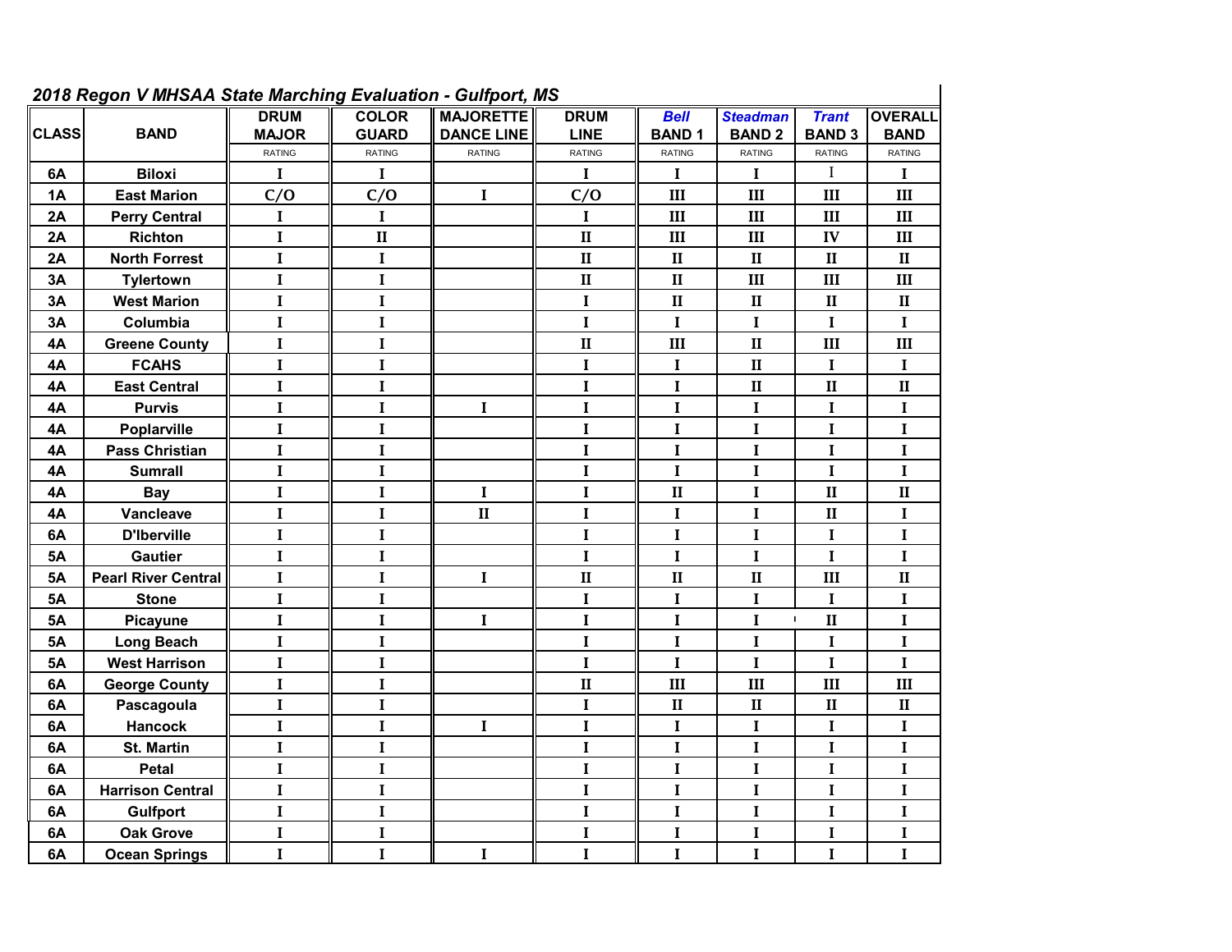## 2018 Regon V MHSAA State Marching Evaluation - Gulfport, MS

| CLASS | BAND | DRUM MAJOR | COLOR GUARD | MAJORETTE DANCE LINE | DRUM LINE | *Bell* BAND 1 | *Steadman* BAND 2 | *Trant* BAND 3 | OVERALL BAND |
|---|---|---|---|---|---|---|---|---|---|
| | | RATING | RATING | RATING | RATING | RATING | RATING | RATING | RATING |
| 6A | Biloxi | I | I | | I | I | I | I | I |
| 1A | East Marion | C/O | C/O | I | C/O | III | III | III | III |
| 2A | Perry Central | I | I | | I | III | III | III | III |
| 2A | Richton | I | II | | II | III | III | IV | III |
| 2A | North Forrest | I | I | | II | II | II | II | II |
| 3A | Tylertown | I | I | | II | II | III | III | III |
| 3A | West Marion | I | I | | I | II | II | II | II |
| 3A | Columbia | I | I | | I | I | I | I | I |
| 4A | Greene County | I | I | | II | III | II | III | III |
| 4A | FCAHS | I | I | | I | I | II | I | I |
| 4A | East Central | I | I | | I | I | II | II | II |
| 4A | Purvis | I | I | I | I | I | I | I | I |
| 4A | Poplarville | I | I | | I | I | I | I | I |
| 4A | Pass Christian | I | I | | I | I | I | I | I |
| 4A | Sumrall | I | I | | I | I | I | I | I |
| 4A | Bay | I | I | I | I | II | I | II | II |
| 4A | Vancleave | I | I | II | I | I | I | II | I |
| 6A | D'Iberville | I | I | | I | I | I | I | I |
| 5A | Gautier | I | I | | I | I | I | I | I |
| 5A | Pearl River Central | I | I | I | II | II | II | III | II |
| 5A | Stone | I | I | | I | I | I | I | I |
| 5A | Picayune | I | I | I | I | I | I | II | I |
| 5A | Long Beach | I | I | | I | I | I | I | I |
| 5A | West Harrison | I | I | | I | I | I | I | I |
| 6A | George County | I | I | | II | III | III | III | III |
| 6A | Pascagoula | I | I | | I | II | II | II | II |
| 6A | Hancock | I | I | I | I | I | I | I | I |
| 6A | St. Martin | I | I | | I | I | I | I | I |
| 6A | Petal | I | I | | I | I | I | I | I |
| 6A | Harrison Central | I | I | | I | I | I | I | I |
| 6A | Gulfport | I | I | | I | I | I | I | I |
| 6A | Oak Grove | I | I | | I | I | I | I | I |
| 6A | Ocean Springs | I | I | I | I | I | I | I | I |